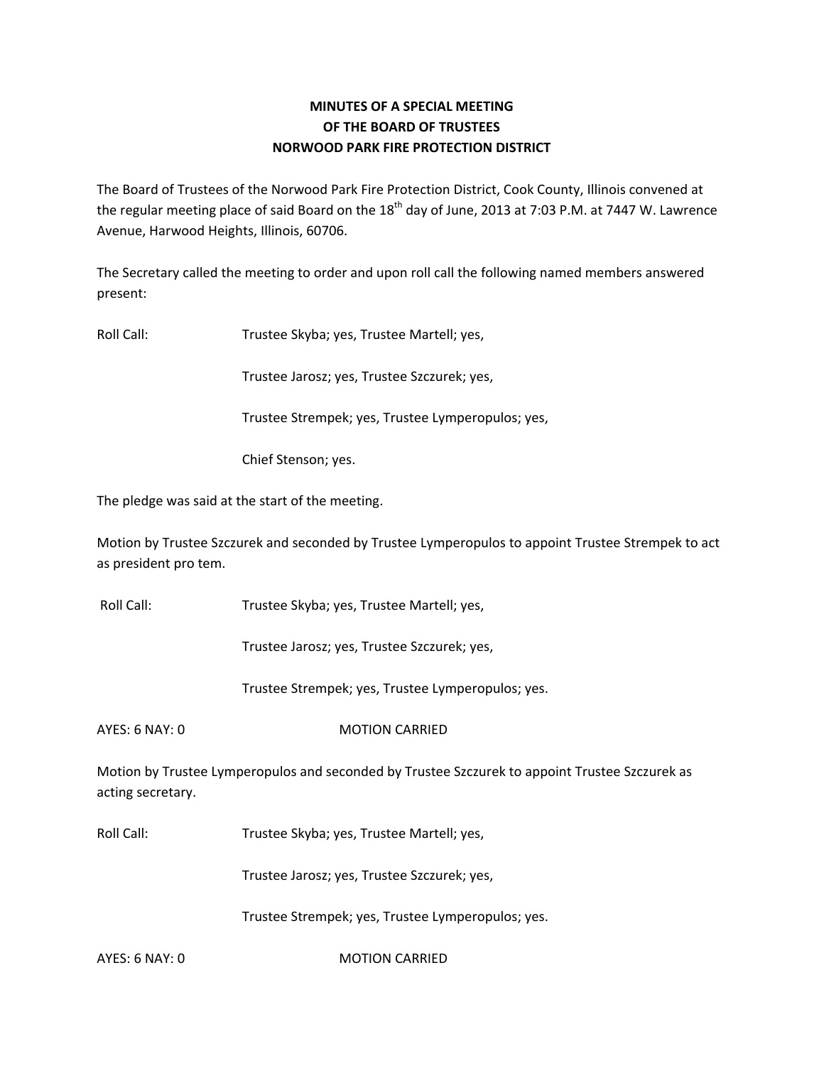**MINUTES OF A SPECIAL MEETING**
**OF THE BOARD OF TRUSTEES**
**NORWOOD PARK FIRE PROTECTION DISTRICT**

The Board of Trustees of the Norwood Park Fire Protection District, Cook County, Illinois convened at the regular meeting place of said Board on the 18th day of June, 2013 at 7:03 P.M. at 7447 W. Lawrence Avenue, Harwood Heights, Illinois, 60706.

The Secretary called the meeting to order and upon roll call the following named members answered present:

Roll Call: Trustee Skyba; yes, Trustee Martell; yes,

Trustee Jarosz; yes, Trustee Szczurek; yes,

Trustee Strempek; yes, Trustee Lymperopulos; yes,

Chief Stenson; yes.

The pledge was said at the start of the meeting.

Motion by Trustee Szczurek and seconded by Trustee Lymperopulos to appoint Trustee Strempek to act as president pro tem.

Roll Call: Trustee Skyba; yes, Trustee Martell; yes,

Trustee Jarosz; yes, Trustee Szczurek; yes,

Trustee Strempek; yes, Trustee Lymperopulos; yes.

AYES: 6 NAY: 0 MOTION CARRIED

Motion by Trustee Lymperopulos and seconded by Trustee Szczurek to appoint Trustee Szczurek as acting secretary.

Roll Call: Trustee Skyba; yes, Trustee Martell; yes,

Trustee Jarosz; yes, Trustee Szczurek; yes,

Trustee Strempek; yes, Trustee Lymperopulos; yes.

AYES: 6 NAY: 0 MOTION CARRIED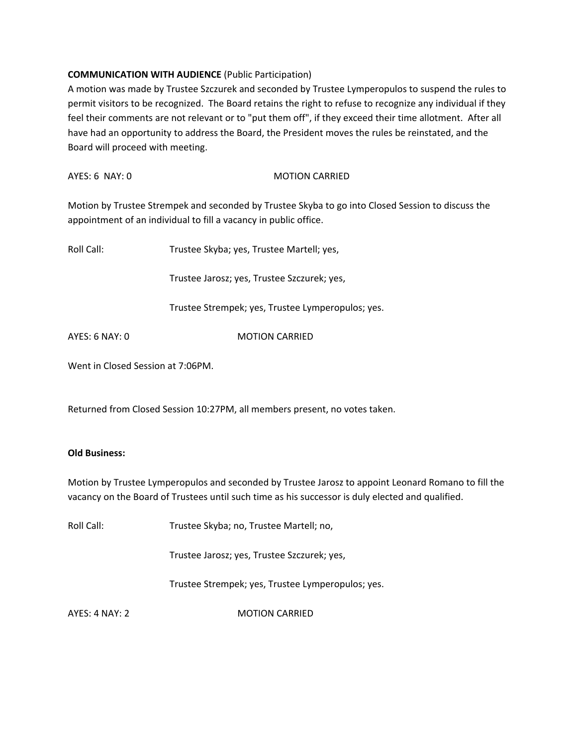**COMMUNICATION WITH AUDIENCE** (Public Participation)

A motion was made by Trustee Szczurek and seconded by Trustee Lymperopulos to suspend the rules to permit visitors to be recognized. The Board retains the right to refuse to recognize any individual if they feel their comments are not relevant or to "put them off", if they exceed their time allotment. After all have had an opportunity to address the Board, the President moves the rules be reinstated, and the Board will proceed with meeting.

AYES: 6 NAY: 0 MOTION CARRIED

Motion by Trustee Strempek and seconded by Trustee Skyba to go into Closed Session to discuss the appointment of an individual to fill a vacancy in public office.

Roll Call: Trustee Skyba; yes, Trustee Martell; yes,

Trustee Jarosz; yes, Trustee Szczurek; yes,

Trustee Strempek; yes, Trustee Lymperopulos; yes.

AYES: 6 NAY: 0 MOTION CARRIED

Went in Closed Session at 7:06PM.

Returned from Closed Session 10:27PM, all members present, no votes taken.

**Old Business:**

Motion by Trustee Lymperopulos and seconded by Trustee Jarosz to appoint Leonard Romano to fill the vacancy on the Board of Trustees until such time as his successor is duly elected and qualified.

Roll Call: Trustee Skyba; no, Trustee Martell; no,

Trustee Jarosz; yes, Trustee Szczurek; yes,

Trustee Strempek; yes, Trustee Lymperopulos; yes.

AYES: 4 NAY: 2 MOTION CARRIED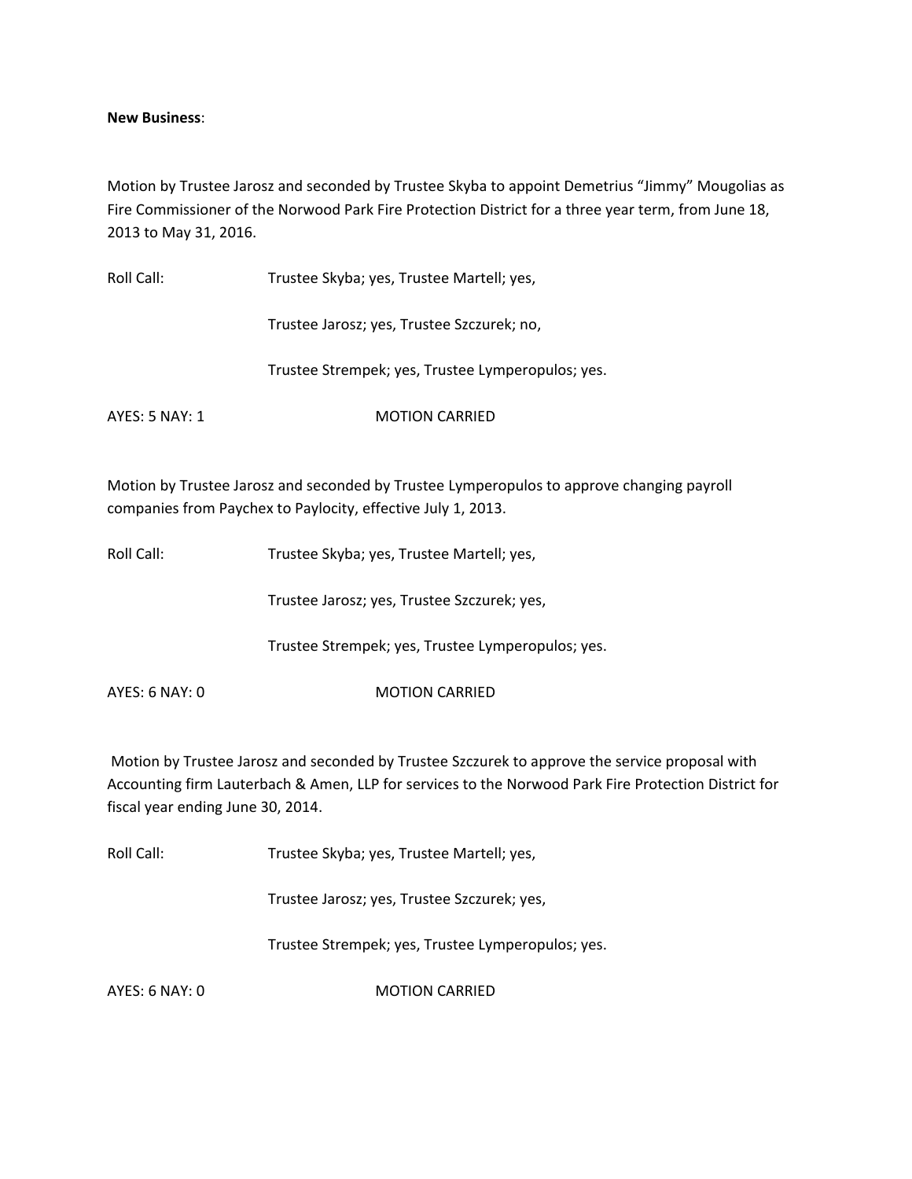**New Business**:

Motion by Trustee Jarosz and seconded by Trustee Skyba to appoint Demetrius "Jimmy" Mougolias as Fire Commissioner of the Norwood Park Fire Protection District for a three year term, from June 18, 2013 to May 31, 2016.

Roll Call: Trustee Skyba; yes, Trustee Martell; yes,

Trustee Jarosz; yes, Trustee Szczurek; no,

Trustee Strempek; yes, Trustee Lymperopulos; yes.

AYES: 5 NAY: 1 MOTION CARRIED

Motion by Trustee Jarosz and seconded by Trustee Lymperopulos to approve changing payroll companies from Paychex to Paylocity, effective July 1, 2013.

Roll Call: Trustee Skyba; yes, Trustee Martell; yes,

Trustee Jarosz; yes, Trustee Szczurek; yes,

Trustee Strempek; yes, Trustee Lymperopulos; yes.

AYES: 6 NAY: 0 MOTION CARRIED

Motion by Trustee Jarosz and seconded by Trustee Szczurek to approve the service proposal with Accounting firm Lauterbach & Amen, LLP for services to the Norwood Park Fire Protection District for fiscal year ending June 30, 2014.

Roll Call: Trustee Skyba; yes, Trustee Martell; yes,

Trustee Jarosz; yes, Trustee Szczurek; yes,

Trustee Strempek; yes, Trustee Lymperopulos; yes.

AYES: 6 NAY: 0 MOTION CARRIED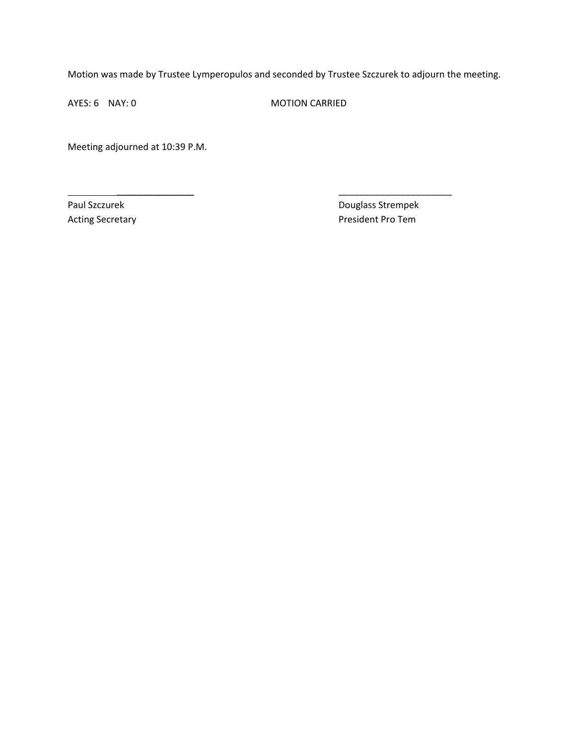Motion was made by Trustee Lymperopulos and seconded by Trustee Szczurek to adjourn the meeting.

AYES: 6 NAY: 0 MOTION CARRIED

Meeting adjourned at 10:39 P.M.

________________________ ______________________

Paul Szczurek
Acting Secretary

Douglass Strempek
President Pro Tem